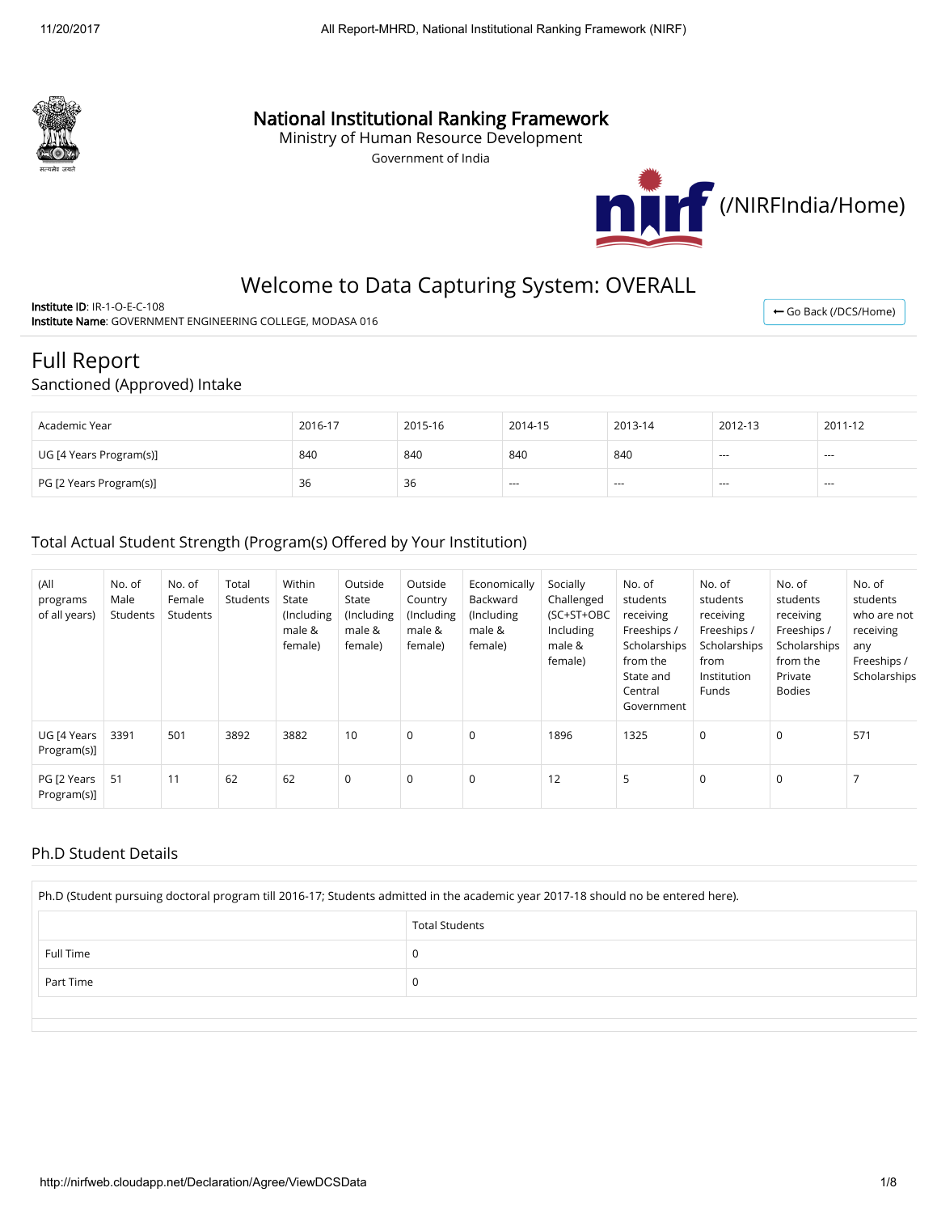# National Institutional Ranking Framework

Ministry of Human Resource Development

Government of India

(/NIRFIndia/Home)

## Welcome to Data Capturing System: OVERALL

**Institute ID**: IR-1-O-E-C-108

**Institute Name**: GOVERNMENT ENGINEERING COLLEGE, MODASA 016

Go Back (/DCS/Home)

# Full Report

## Sanctioned (Approved) Intake

| Academic Year | 2016-17 | 2015-16 | 2014-15 | 2013-14 | 2012-13 | 2011-12 |
|---|---|---|---|---|---|---|
| UG [4 Years Program(s)] | 840 | 840 | 840 | 840 | --- | --- |
| PG [2 Years Program(s)] | 36 | 36 | --- | --- | --- | --- |

## Total Actual Student Strength (Program(s) Offered by Your Institution)

| (All programs of all years) | No. of Male Students | No. of Female Students | Total Students | Within State (Including male & female) | Outside State (Including male & female) | Outside Country (Including male & female) | Economically Backward (Including male & female) | Socially Challenged (SC+ST+OBC Including male & female) | No. of students receiving Freeships / Scholarships from the State and Central Government | No. of students receiving Freeships / Scholarships from Institution Funds | No. of students receiving Freeships / Scholarships from the Private Bodies | No. of students who are not receiving any Freeships / Scholarships |
|---|---|---|---|---|---|---|---|---|---|---|---|---|
| UG [4 Years Program(s)] | 3391 | 501 | 3892 | 3882 | 10 | 0 | 0 | 1896 | 1325 | 0 | 0 | 571 |
| PG [2 Years Program(s)] | 51 | 11 | 62 | 62 | 0 | 0 | 0 | 12 | 5 | 0 | 0 | 7 |

## Ph.D Student Details

Ph.D (Student pursuing doctoral program till 2016-17; Students admitted in the academic year 2017-18 should no be entered here).

| | Total Students |
|---|---|
| Full Time | 0 |
| Part Time | 0 |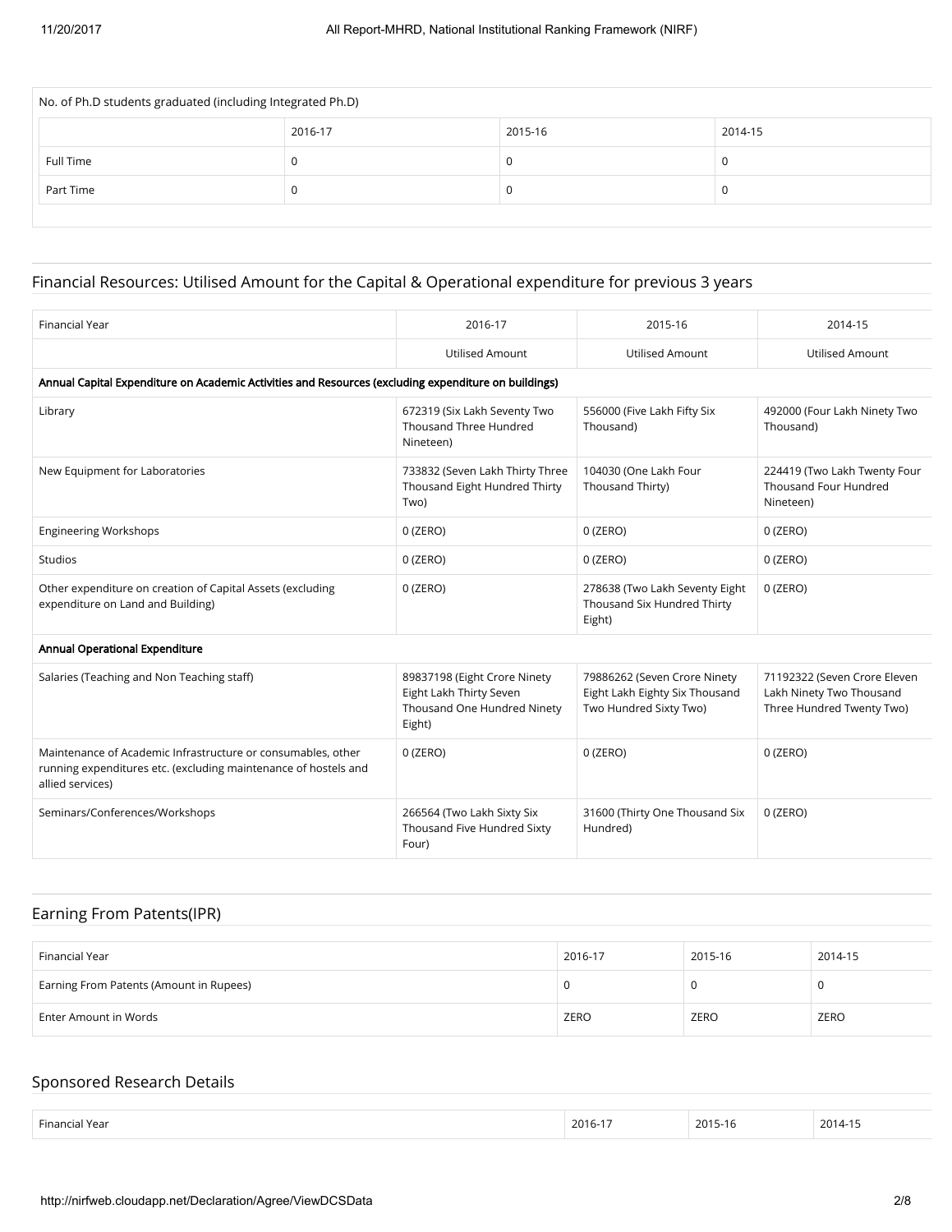| No. of Ph.D students graduated (including Integrated Ph.D) | | | |
|---|---|---|---|
| | 2016-17 | 2015-16 | 2014-15 |
| Full Time | 0 | 0 | 0 |
| Part Time | 0 | 0 | 0 |

## Financial Resources: Utilised Amount for the Capital & Operational expenditure for previous 3 years

| Financial Year | 2016-17 | 2015-16 | 2014-15 |
|---|---|---|---|
| | Utilised Amount | Utilised Amount | Utilised Amount |
| **Annual Capital Expenditure on Academic Activities and Resources (excluding expenditure on buildings)** | | | |
| Library | 672319 (Six Lakh Seventy Two Thousand Three Hundred Nineteen) | 556000 (Five Lakh Fifty Six Thousand) | 492000 (Four Lakh Ninety Two Thousand) |
| New Equipment for Laboratories | 733832 (Seven Lakh Thirty Three Thousand Eight Hundred Thirty Two) | 104030 (One Lakh Four Thousand Thirty) | 224419 (Two Lakh Twenty Four Thousand Four Hundred Nineteen) |
| Engineering Workshops | 0 (ZERO) | 0 (ZERO) | 0 (ZERO) |
| Studios | 0 (ZERO) | 0 (ZERO) | 0 (ZERO) |
| Other expenditure on creation of Capital Assets (excluding expenditure on Land and Building) | 0 (ZERO) | 278638 (Two Lakh Seventy Eight Thousand Six Hundred Thirty Eight) | 0 (ZERO) |
| **Annual Operational Expenditure** | | | |
| Salaries (Teaching and Non Teaching staff) | 89837198 (Eight Crore Ninety Eight Lakh Thirty Seven Thousand One Hundred Ninety Eight) | 79886262 (Seven Crore Ninety Eight Lakh Eighty Six Thousand Two Hundred Sixty Two) | 71192322 (Seven Crore Eleven Lakh Ninety Two Thousand Three Hundred Twenty Two) |
| Maintenance of Academic Infrastructure or consumables, other running expenditures etc. (excluding maintenance of hostels and allied services) | 0 (ZERO) | 0 (ZERO) | 0 (ZERO) |
| Seminars/Conferences/Workshops | 266564 (Two Lakh Sixty Six Thousand Five Hundred Sixty Four) | 31600 (Thirty One Thousand Six Hundred) | 0 (ZERO) |

## Earning From Patents(IPR)

| Financial Year | 2016-17 | 2015-16 | 2014-15 |
|---|---|---|---|
| Earning From Patents (Amount in Rupees) | 0 | 0 | 0 |
| Enter Amount in Words | ZERO | ZERO | ZERO |

## Sponsored Research Details

| Financial Year | 2016-17 | 2015-16 | 2014-15 |
|---|---|---|---|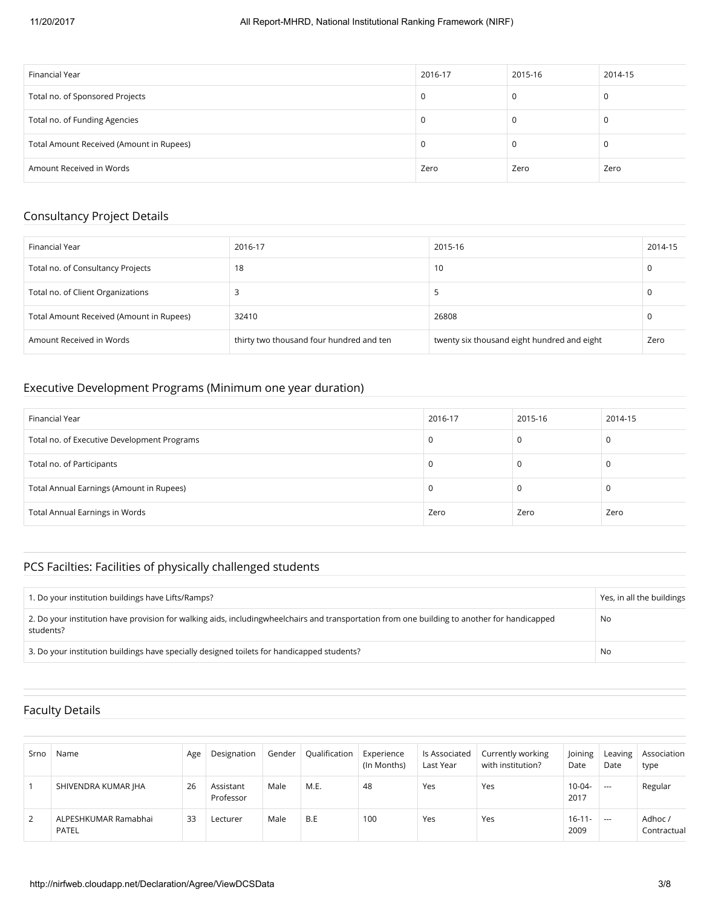| Financial Year | 2016-17 | 2015-16 | 2014-15 |
|---|---|---|---|
| Total no. of Sponsored Projects | 0 | 0 | 0 |
| Total no. of Funding Agencies | 0 | 0 | 0 |
| Total Amount Received (Amount in Rupees) | 0 | 0 | 0 |
| Amount Received in Words | Zero | Zero | Zero |

## Consultancy Project Details

| Financial Year | 2016-17 | 2015-16 | 2014-15 |
|---|---|---|---|
| Total no. of Consultancy Projects | 18 | 10 | 0 |
| Total no. of Client Organizations | 3 | 5 | 0 |
| Total Amount Received (Amount in Rupees) | 32410 | 26808 | 0 |
| Amount Received in Words | thirty two thousand four hundred and ten | twenty six thousand eight hundred and eight | Zero |

## Executive Development Programs (Minimum one year duration)

| Financial Year | 2016-17 | 2015-16 | 2014-15 |
|---|---|---|---|
| Total no. of Executive Development Programs | 0 | 0 | 0 |
| Total no. of Participants | 0 | 0 | 0 |
| Total Annual Earnings (Amount in Rupees) | 0 | 0 | 0 |
| Total Annual Earnings in Words | Zero | Zero | Zero |

## PCS Facilties: Facilities of physically challenged students

| | |
|---|---|
| 1. Do your institution buildings have Lifts/Ramps? | Yes, in all the buildings |
| 2. Do your institution have provision for walking aids, includingwheelchairs and transportation from one building to another for handicapped students? | No |
| 3. Do your institution buildings have specially designed toilets for handicapped students? | No |

## Faculty Details

| Srno | Name | Age | Designation | Gender | Qualification | Experience (In Months) | Is Associated Last Year | Currently working with institution? | Joining Date | Leaving Date | Association type |
|---|---|---|---|---|---|---|---|---|---|---|---|
| 1 | SHIVENDRA KUMAR JHA | 26 | Assistant Professor | Male | M.E. | 48 | Yes | Yes | 10-04-2017 | --- | Regular |
| 2 | ALPESHKUMAR Ramabhai PATEL | 33 | Lecturer | Male | B.E | 100 | Yes | Yes | 16-11-2009 | --- | Adhoc / Contractual |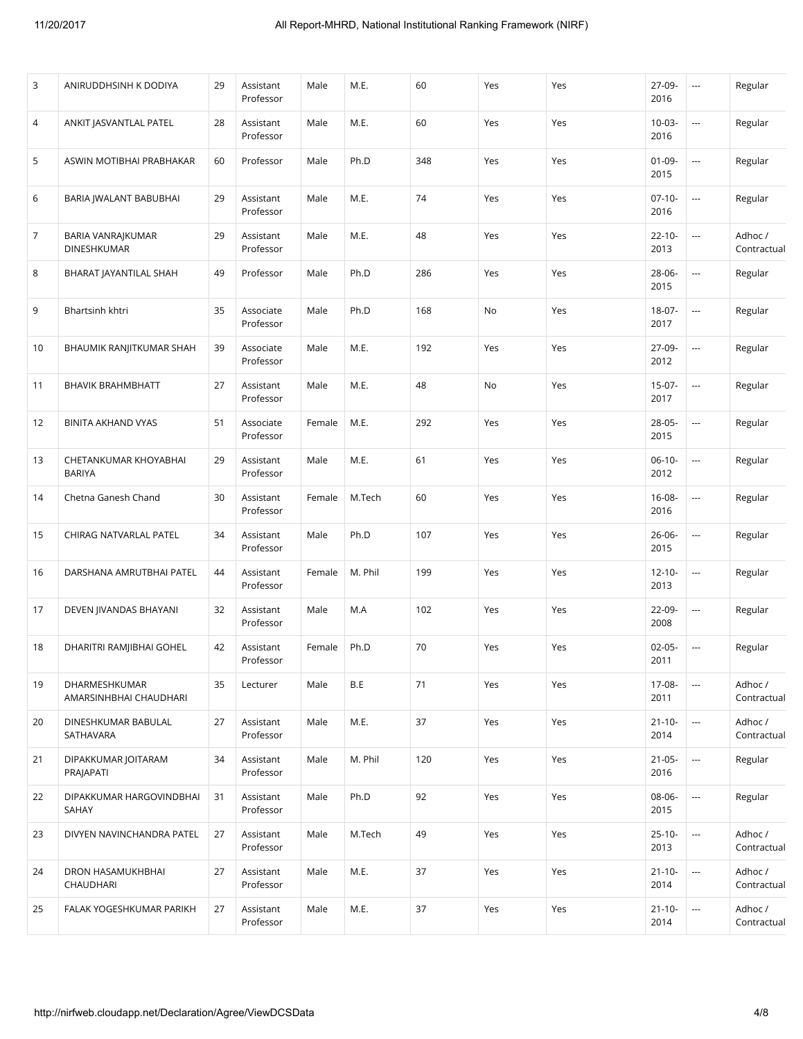| 3 | ANIRUDDHSINH K DODIYA | 29 | Assistant Professor | Male | M.E. | 60 | Yes | Yes | 27-09-2016 | --- | Regular |
|---|---|---|---|---|---|---|---|---|---|---|---|
| 4 | ANKIT JASVANTLAL PATEL | 28 | Assistant Professor | Male | M.E. | 60 | Yes | Yes | 10-03-2016 | --- | Regular |
| 5 | ASWIN MOTIBHAI PRABHAKAR | 60 | Professor | Male | Ph.D | 348 | Yes | Yes | 01-09-2015 | --- | Regular |
| 6 | BARIA JWALANT BABUBHAI | 29 | Assistant Professor | Male | M.E. | 74 | Yes | Yes | 07-10-2016 | --- | Regular |
| 7 | BARIA VANRAJKUMAR DINESHKUMAR | 29 | Assistant Professor | Male | M.E. | 48 | Yes | Yes | 22-10-2013 | --- | Adhoc / Contractual |
| 8 | BHARAT JAYANTILAL SHAH | 49 | Professor | Male | Ph.D | 286 | Yes | Yes | 28-06-2015 | --- | Regular |
| 9 | Bhartsinh khtri | 35 | Associate Professor | Male | Ph.D | 168 | No | Yes | 18-07-2017 | --- | Regular |
| 10 | BHAUMIK RANJITKUMAR SHAH | 39 | Associate Professor | Male | M.E. | 192 | Yes | Yes | 27-09-2012 | --- | Regular |
| 11 | BHAVIK BRAHMBHATT | 27 | Assistant Professor | Male | M.E. | 48 | No | Yes | 15-07-2017 | --- | Regular |
| 12 | BINITA AKHAND VYAS | 51 | Associate Professor | Female | M.E. | 292 | Yes | Yes | 28-05-2015 | --- | Regular |
| 13 | CHETANKUMAR KHOYABHAI BARIYA | 29 | Assistant Professor | Male | M.E. | 61 | Yes | Yes | 06-10-2012 | --- | Regular |
| 14 | Chetna Ganesh Chand | 30 | Assistant Professor | Female | M.Tech | 60 | Yes | Yes | 16-08-2016 | --- | Regular |
| 15 | CHIRAG NATVARLAL PATEL | 34 | Assistant Professor | Male | Ph.D | 107 | Yes | Yes | 26-06-2015 | --- | Regular |
| 16 | DARSHANA AMRUTBHAI PATEL | 44 | Assistant Professor | Female | M. Phil | 199 | Yes | Yes | 12-10-2013 | --- | Regular |
| 17 | DEVEN JIVANDAS BHAYANI | 32 | Assistant Professor | Male | M.A | 102 | Yes | Yes | 22-09-2008 | --- | Regular |
| 18 | DHARITRI RAMJIBHAI GOHEL | 42 | Assistant Professor | Female | Ph.D | 70 | Yes | Yes | 02-05-2011 | --- | Regular |
| 19 | DHARMESHKUMAR AMARSINHBHAI CHAUDHARI | 35 | Lecturer | Male | B.E | 71 | Yes | Yes | 17-08-2011 | --- | Adhoc / Contractual |
| 20 | DINESHKUMAR BABULAL SATHAVARA | 27 | Assistant Professor | Male | M.E. | 37 | Yes | Yes | 21-10-2014 | --- | Adhoc / Contractual |
| 21 | DIPAKKUMAR JOITARAM PRAJAPATI | 34 | Assistant Professor | Male | M. Phil | 120 | Yes | Yes | 21-05-2016 | --- | Regular |
| 22 | DIPAKKUMAR HARGOVINDBHAI SAHAY | 31 | Assistant Professor | Male | Ph.D | 92 | Yes | Yes | 08-06-2015 | --- | Regular |
| 23 | DIVYEN NAVINCHANDRA PATEL | 27 | Assistant Professor | Male | M.Tech | 49 | Yes | Yes | 25-10-2013 | --- | Adhoc / Contractual |
| 24 | DRON HASAMUKHBHAI CHAUDHARI | 27 | Assistant Professor | Male | M.E. | 37 | Yes | Yes | 21-10-2014 | --- | Adhoc / Contractual |
| 25 | FALAK YOGESHKUMAR PARIKH | 27 | Assistant Professor | Male | M.E. | 37 | Yes | Yes | 21-10-2014 | --- | Adhoc / Contractual |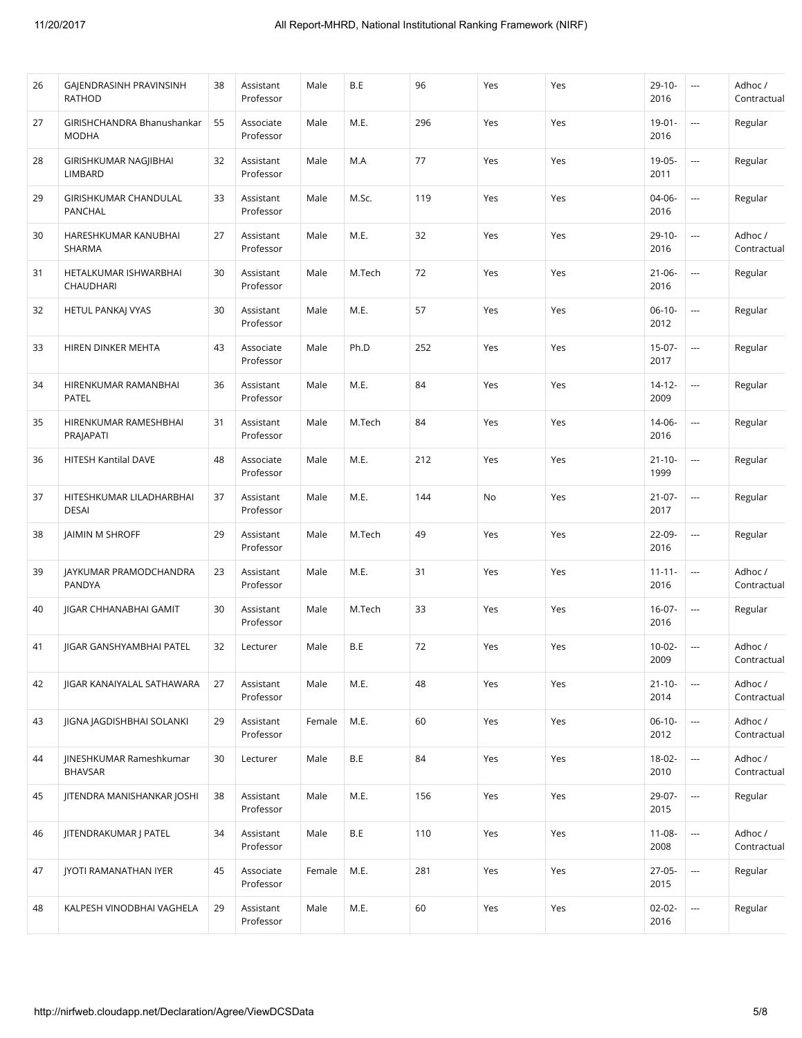| 26 | GAJENDRASINH PRAVINSINH RATHOD | 38 | Assistant Professor | Male | B.E | 96 | Yes | Yes | 29-10-2016 | --- | Adhoc / Contractual |
|---|---|---|---|---|---|---|---|---|---|---|---|
| 27 | GIRISHCHANDRA Bhanushankar MODHA | 55 | Associate Professor | Male | M.E. | 296 | Yes | Yes | 19-01-2016 | --- | Regular |
| 28 | GIRISHKUMAR NAGJIBHAI LIMBARD | 32 | Assistant Professor | Male | M.A | 77 | Yes | Yes | 19-05-2011 | --- | Regular |
| 29 | GIRISHKUMAR CHANDULAL PANCHAL | 33 | Assistant Professor | Male | M.Sc. | 119 | Yes | Yes | 04-06-2016 | --- | Regular |
| 30 | HARESHKUMAR KANUBHAI SHARMA | 27 | Assistant Professor | Male | M.E. | 32 | Yes | Yes | 29-10-2016 | --- | Adhoc / Contractual |
| 31 | HETALKUMAR ISHWARBHAI CHAUDHARI | 30 | Assistant Professor | Male | M.Tech | 72 | Yes | Yes | 21-06-2016 | --- | Regular |
| 32 | HETUL PANKAJ VYAS | 30 | Assistant Professor | Male | M.E. | 57 | Yes | Yes | 06-10-2012 | --- | Regular |
| 33 | HIREN DINKER MEHTA | 43 | Associate Professor | Male | Ph.D | 252 | Yes | Yes | 15-07-2017 | --- | Regular |
| 34 | HIRENKUMAR RAMANBHAI PATEL | 36 | Assistant Professor | Male | M.E. | 84 | Yes | Yes | 14-12-2009 | --- | Regular |
| 35 | HIRENKUMAR RAMESHBHAI PRAJAPATI | 31 | Assistant Professor | Male | M.Tech | 84 | Yes | Yes | 14-06-2016 | --- | Regular |
| 36 | HITESH Kantilal DAVE | 48 | Associate Professor | Male | M.E. | 212 | Yes | Yes | 21-10-1999 | --- | Regular |
| 37 | HITESHKUMAR LILADHARBHAI DESAI | 37 | Assistant Professor | Male | M.E. | 144 | No | Yes | 21-07-2017 | --- | Regular |
| 38 | JAIMIN M SHROFF | 29 | Assistant Professor | Male | M.Tech | 49 | Yes | Yes | 22-09-2016 | --- | Regular |
| 39 | JAYKUMAR PRAMODCHANDRA PANDYA | 23 | Assistant Professor | Male | M.E. | 31 | Yes | Yes | 11-11-2016 | --- | Adhoc / Contractual |
| 40 | JIGAR CHHANABHAI GAMIT | 30 | Assistant Professor | Male | M.Tech | 33 | Yes | Yes | 16-07-2016 | --- | Regular |
| 41 | JIGAR GANSHYAMBHAI PATEL | 32 | Lecturer | Male | B.E | 72 | Yes | Yes | 10-02-2009 | --- | Adhoc / Contractual |
| 42 | JIGAR KANAIYALAL SATHAWARA | 27 | Assistant Professor | Male | M.E. | 48 | Yes | Yes | 21-10-2014 | --- | Adhoc / Contractual |
| 43 | JIGNA JAGDISHBHAI SOLANKI | 29 | Assistant Professor | Female | M.E. | 60 | Yes | Yes | 06-10-2012 | --- | Adhoc / Contractual |
| 44 | JINESHKUMAR Rameshkumar BHAVSAR | 30 | Lecturer | Male | B.E | 84 | Yes | Yes | 18-02-2010 | --- | Adhoc / Contractual |
| 45 | JITENDRA MANISHANKAR JOSHI | 38 | Assistant Professor | Male | M.E. | 156 | Yes | Yes | 29-07-2015 | --- | Regular |
| 46 | JITENDRAKUMAR J PATEL | 34 | Assistant Professor | Male | B.E | 110 | Yes | Yes | 11-08-2008 | --- | Adhoc / Contractual |
| 47 | JYOTI RAMANATHAN IYER | 45 | Associate Professor | Female | M.E. | 281 | Yes | Yes | 27-05-2015 | --- | Regular |
| 48 | KALPESH VINODBHAI VAGHELA | 29 | Assistant Professor | Male | M.E. | 60 | Yes | Yes | 02-02-2016 | --- | Regular |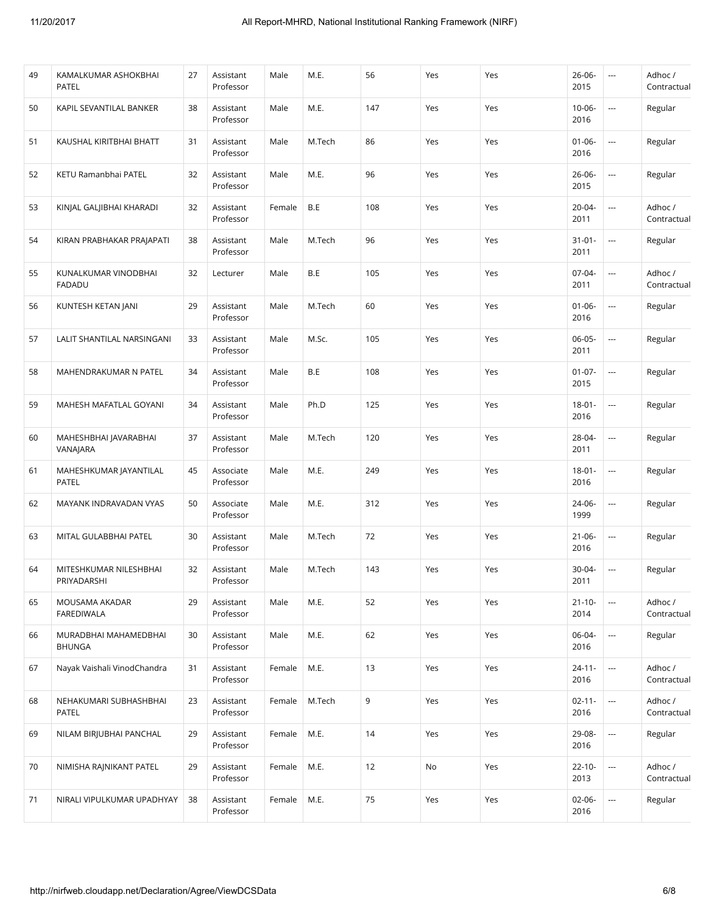| 49 | KAMALKUMAR ASHOKBHAI PATEL | 27 | Assistant Professor | Male | M.E. | 56 | Yes | Yes | 26-06-2015 | --- | Adhoc / Contractual |
|---|---|---|---|---|---|---|---|---|---|---|---|
| 50 | KAPIL SEVANTILAL BANKER | 38 | Assistant Professor | Male | M.E. | 147 | Yes | Yes | 10-06-2016 | --- | Regular |
| 51 | KAUSHAL KIRITBHAI BHATT | 31 | Assistant Professor | Male | M.Tech | 86 | Yes | Yes | 01-06-2016 | --- | Regular |
| 52 | KETU Ramanbhai PATEL | 32 | Assistant Professor | Male | M.E. | 96 | Yes | Yes | 26-06-2015 | --- | Regular |
| 53 | KINJAL GALJIBHAI KHARADI | 32 | Assistant Professor | Female | B.E | 108 | Yes | Yes | 20-04-2011 | --- | Adhoc / Contractual |
| 54 | KIRAN PRABHAKAR PRAJAPATI | 38 | Assistant Professor | Male | M.Tech | 96 | Yes | Yes | 31-01-2011 | --- | Regular |
| 55 | KUNALKUMAR VINODBHAI FADADU | 32 | Lecturer | Male | B.E | 105 | Yes | Yes | 07-04-2011 | --- | Adhoc / Contractual |
| 56 | KUNTESH KETAN JANI | 29 | Assistant Professor | Male | M.Tech | 60 | Yes | Yes | 01-06-2016 | --- | Regular |
| 57 | LALIT SHANTILAL NARSINGANI | 33 | Assistant Professor | Male | M.Sc. | 105 | Yes | Yes | 06-05-2011 | --- | Regular |
| 58 | MAHENDRAKUMAR N PATEL | 34 | Assistant Professor | Male | B.E | 108 | Yes | Yes | 01-07-2015 | --- | Regular |
| 59 | MAHESH MAFATLAL GOYANI | 34 | Assistant Professor | Male | Ph.D | 125 | Yes | Yes | 18-01-2016 | --- | Regular |
| 60 | MAHESHBHAI JAVARABHAI VANAJARA | 37 | Assistant Professor | Male | M.Tech | 120 | Yes | Yes | 28-04-2011 | --- | Regular |
| 61 | MAHESHKUMAR JAYANTILAL PATEL | 45 | Associate Professor | Male | M.E. | 249 | Yes | Yes | 18-01-2016 | --- | Regular |
| 62 | MAYANK INDRAVADAN VYAS | 50 | Associate Professor | Male | M.E. | 312 | Yes | Yes | 24-06-1999 | --- | Regular |
| 63 | MITAL GULABBHAI PATEL | 30 | Assistant Professor | Male | M.Tech | 72 | Yes | Yes | 21-06-2016 | --- | Regular |
| 64 | MITESHKUMAR NILESHBHAI PRIYADARSHI | 32 | Assistant Professor | Male | M.Tech | 143 | Yes | Yes | 30-04-2011 | --- | Regular |
| 65 | MOUSAMA AKADAR FAREDIWALA | 29 | Assistant Professor | Male | M.E. | 52 | Yes | Yes | 21-10-2014 | --- | Adhoc / Contractual |
| 66 | MURADBHAI MAHAMEDBHAI BHUNGA | 30 | Assistant Professor | Male | M.E. | 62 | Yes | Yes | 06-04-2016 | --- | Regular |
| 67 | Nayak Vaishali VinodChandra | 31 | Assistant Professor | Female | M.E. | 13 | Yes | Yes | 24-11-2016 | --- | Adhoc / Contractual |
| 68 | NEHAKUMARI SUBHASHBHAI PATEL | 23 | Assistant Professor | Female | M.Tech | 9 | Yes | Yes | 02-11-2016 | --- | Adhoc / Contractual |
| 69 | NILAM BIRJUBHAI PANCHAL | 29 | Assistant Professor | Female | M.E. | 14 | Yes | Yes | 29-08-2016 | --- | Regular |
| 70 | NIMISHA RAJNIKANT PATEL | 29 | Assistant Professor | Female | M.E. | 12 | No | Yes | 22-10-2013 | --- | Adhoc / Contractual |
| 71 | NIRALI VIPULKUMAR UPADHYAY | 38 | Assistant Professor | Female | M.E. | 75 | Yes | Yes | 02-06-2016 | --- | Regular |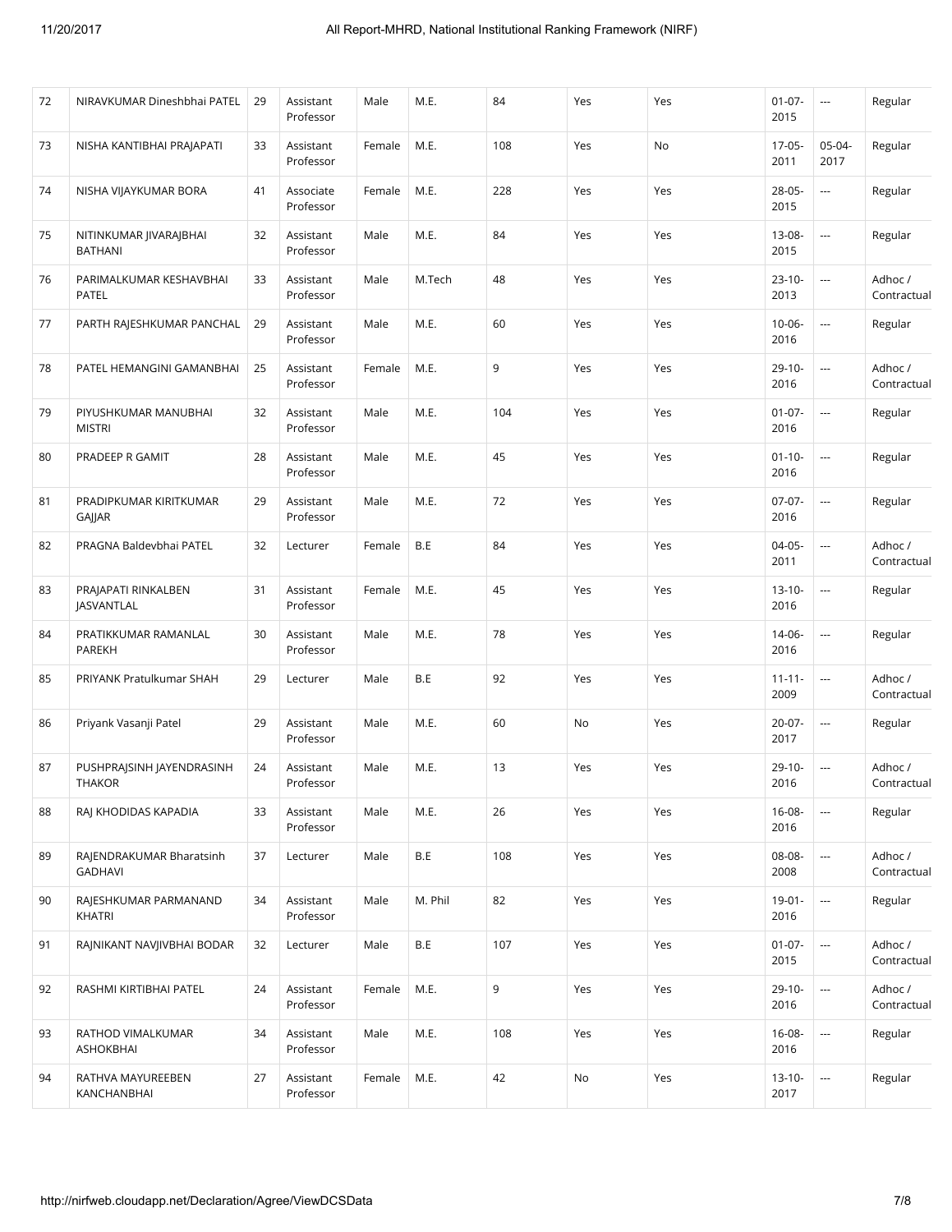| 72 | NIRAVKUMAR Dineshbhai PATEL | 29 | Assistant Professor | Male | M.E. | 84 | Yes | Yes | 01-07-2015 | --- | Regular |
|---|---|---|---|---|---|---|---|---|---|---|---|
| 73 | NISHA KANTIBHAI PRAJAPATI | 33 | Assistant Professor | Female | M.E. | 108 | Yes | No | 17-05-2011 | 05-04-2017 | Regular |
| 74 | NISHA VIJAYKUMAR BORA | 41 | Associate Professor | Female | M.E. | 228 | Yes | Yes | 28-05-2015 | --- | Regular |
| 75 | NITINKUMAR JIVARAJBHAI BATHANI | 32 | Assistant Professor | Male | M.E. | 84 | Yes | Yes | 13-08-2015 | --- | Regular |
| 76 | PARIMALKUMAR KESHAVBHAI PATEL | 33 | Assistant Professor | Male | M.Tech | 48 | Yes | Yes | 23-10-2013 | --- | Adhoc / Contractual |
| 77 | PARTH RAJESHKUMAR PANCHAL | 29 | Assistant Professor | Male | M.E. | 60 | Yes | Yes | 10-06-2016 | --- | Regular |
| 78 | PATEL HEMANGINI GAMANBHAI | 25 | Assistant Professor | Female | M.E. | 9 | Yes | Yes | 29-10-2016 | --- | Adhoc / Contractual |
| 79 | PIYUSHKUMAR MANUBHAI MISTRI | 32 | Assistant Professor | Male | M.E. | 104 | Yes | Yes | 01-07-2016 | --- | Regular |
| 80 | PRADEEP R GAMIT | 28 | Assistant Professor | Male | M.E. | 45 | Yes | Yes | 01-10-2016 | --- | Regular |
| 81 | PRADIPKUMAR KIRITKUMAR GAJJAR | 29 | Assistant Professor | Male | M.E. | 72 | Yes | Yes | 07-07-2016 | --- | Regular |
| 82 | PRAGNA Baldevbhai PATEL | 32 | Lecturer | Female | B.E | 84 | Yes | Yes | 04-05-2011 | --- | Adhoc / Contractual |
| 83 | PRAJAPATI RINKALBEN JASVANTLAL | 31 | Assistant Professor | Female | M.E. | 45 | Yes | Yes | 13-10-2016 | --- | Regular |
| 84 | PRATIKKUMAR RAMANLAL PAREKH | 30 | Assistant Professor | Male | M.E. | 78 | Yes | Yes | 14-06-2016 | --- | Regular |
| 85 | PRIYANK Pratulkumar SHAH | 29 | Lecturer | Male | B.E | 92 | Yes | Yes | 11-11-2009 | --- | Adhoc / Contractual |
| 86 | Priyank Vasanji Patel | 29 | Assistant Professor | Male | M.E. | 60 | No | Yes | 20-07-2017 | --- | Regular |
| 87 | PUSHPRAJSINH JAYENDRASINH THAKOR | 24 | Assistant Professor | Male | M.E. | 13 | Yes | Yes | 29-10-2016 | --- | Adhoc / Contractual |
| 88 | RAJ KHODIDAS KAPADIA | 33 | Assistant Professor | Male | M.E. | 26 | Yes | Yes | 16-08-2016 | --- | Regular |
| 89 | RAJENDRAKUMAR Bharatsinh GADHAVI | 37 | Lecturer | Male | B.E | 108 | Yes | Yes | 08-08-2008 | --- | Adhoc / Contractual |
| 90 | RAJESHKUMAR PARMANAND KHATRI | 34 | Assistant Professor | Male | M. Phil | 82 | Yes | Yes | 19-01-2016 | --- | Regular |
| 91 | RAJNIKANT NAVJIVBHAI BODAR | 32 | Lecturer | Male | B.E | 107 | Yes | Yes | 01-07-2015 | --- | Adhoc / Contractual |
| 92 | RASHMI KIRTIBHAI PATEL | 24 | Assistant Professor | Female | M.E. | 9 | Yes | Yes | 29-10-2016 | --- | Adhoc / Contractual |
| 93 | RATHOD VIMALKUMAR ASHOKBHAI | 34 | Assistant Professor | Male | M.E. | 108 | Yes | Yes | 16-08-2016 | --- | Regular |
| 94 | RATHVA MAYUREEBEN KANCHANBHAI | 27 | Assistant Professor | Female | M.E. | 42 | No | Yes | 13-10-2017 | --- | Regular |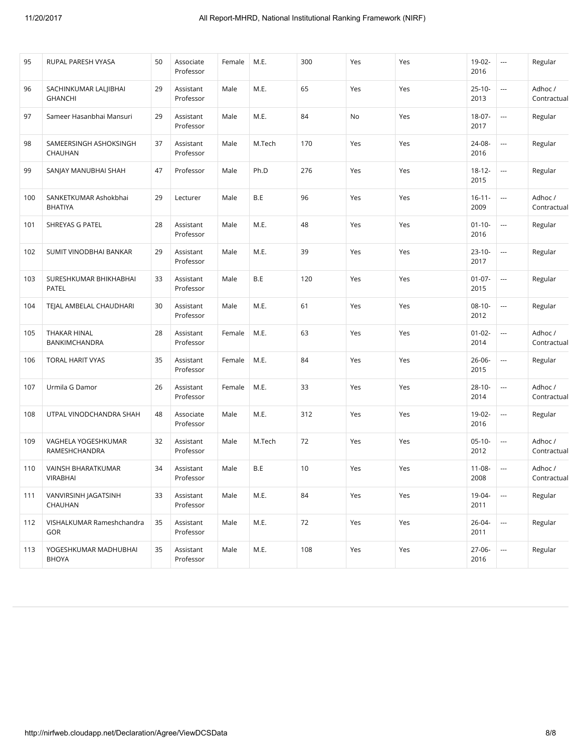| | | | | | | | | | | | |
|---|---|---|---|---|---|---|---|---|---|---|---|
| 95 | RUPAL PARESH VYASA | 50 | Associate Professor | Female | M.E. | 300 | Yes | Yes | 19-02-2016 | --- | Regular |
| 96 | SACHINKUMAR LALJIBHAI GHANCHI | 29 | Assistant Professor | Male | M.E. | 65 | Yes | Yes | 25-10-2013 | --- | Adhoc / Contractual |
| 97 | Sameer Hasanbhai Mansuri | 29 | Assistant Professor | Male | M.E. | 84 | No | Yes | 18-07-2017 | --- | Regular |
| 98 | SAMEERSINGH ASHOKSINGH CHAUHAN | 37 | Assistant Professor | Male | M.Tech | 170 | Yes | Yes | 24-08-2016 | --- | Regular |
| 99 | SANJAY MANUBHAI SHAH | 47 | Professor | Male | Ph.D | 276 | Yes | Yes | 18-12-2015 | --- | Regular |
| 100 | SANKETKUMAR Ashokbhai BHATIYA | 29 | Lecturer | Male | B.E | 96 | Yes | Yes | 16-11-2009 | --- | Adhoc / Contractual |
| 101 | SHREYAS G PATEL | 28 | Assistant Professor | Male | M.E. | 48 | Yes | Yes | 01-10-2016 | --- | Regular |
| 102 | SUMIT VINODBHAI BANKAR | 29 | Assistant Professor | Male | M.E. | 39 | Yes | Yes | 23-10-2017 | --- | Regular |
| 103 | SURESHKUMAR BHIKHABHAI PATEL | 33 | Assistant Professor | Male | B.E | 120 | Yes | Yes | 01-07-2015 | --- | Regular |
| 104 | TEJAL AMBELAL CHAUDHARI | 30 | Assistant Professor | Male | M.E. | 61 | Yes | Yes | 08-10-2012 | --- | Regular |
| 105 | THAKAR HINAL BANKIMCHANDRA | 28 | Assistant Professor | Female | M.E. | 63 | Yes | Yes | 01-02-2014 | --- | Adhoc / Contractual |
| 106 | TORAL HARIT VYAS | 35 | Assistant Professor | Female | M.E. | 84 | Yes | Yes | 26-06-2015 | --- | Regular |
| 107 | Urmila G Damor | 26 | Assistant Professor | Female | M.E. | 33 | Yes | Yes | 28-10-2014 | --- | Adhoc / Contractual |
| 108 | UTPAL VINODCHANDRA SHAH | 48 | Associate Professor | Male | M.E. | 312 | Yes | Yes | 19-02-2016 | --- | Regular |
| 109 | VAGHELA YOGESHKUMAR RAMESHCHANDRA | 32 | Assistant Professor | Male | M.Tech | 72 | Yes | Yes | 05-10-2012 | --- | Adhoc / Contractual |
| 110 | VAINSH BHARATKUMAR VIRABHAI | 34 | Assistant Professor | Male | B.E | 10 | Yes | Yes | 11-08-2008 | --- | Adhoc / Contractual |
| 111 | VANVIRSINH JAGATSINH CHAUHAN | 33 | Assistant Professor | Male | M.E. | 84 | Yes | Yes | 19-04-2011 | --- | Regular |
| 112 | VISHALKUMAR Rameshchandra GOR | 35 | Assistant Professor | Male | M.E. | 72 | Yes | Yes | 26-04-2011 | --- | Regular |
| 113 | YOGESHKUMAR MADHUBHAI BHOYA | 35 | Assistant Professor | Male | M.E. | 108 | Yes | Yes | 27-06-2016 | --- | Regular |